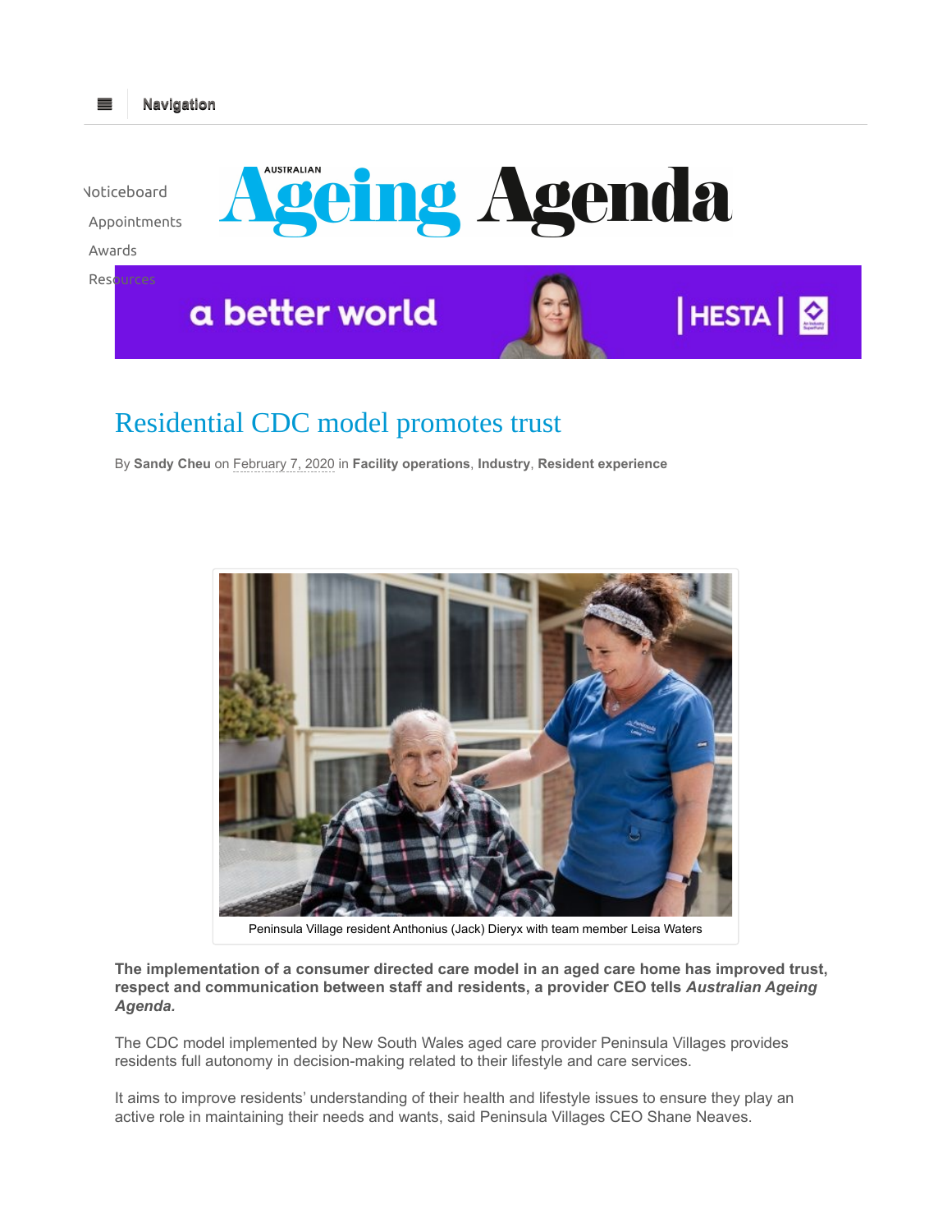# Residential CDC model promotes trust

By **Sandy Cheu** on February 7, 2020 in **Facility operations**, **Industry**, **Resident experience**

Peninsula Village resident Anthonius (Jack) Dieryx with team member Leisa Waters

**The implementation of a consumer directed care model in an aged care home has improved trust, respect and communication between staff and residents, a provider CEO tells *Australian Ageing Agenda.***

The CDC model implemented by New South Wales aged care provider Peninsula Villages provides residents full autonomy in decision-making related to their lifestyle and care services.

It aims to improve residents' understanding of their health and lifestyle issues to ensure they play an active role in maintaining their needs and wants, said Peninsula Villages CEO Shane Neaves.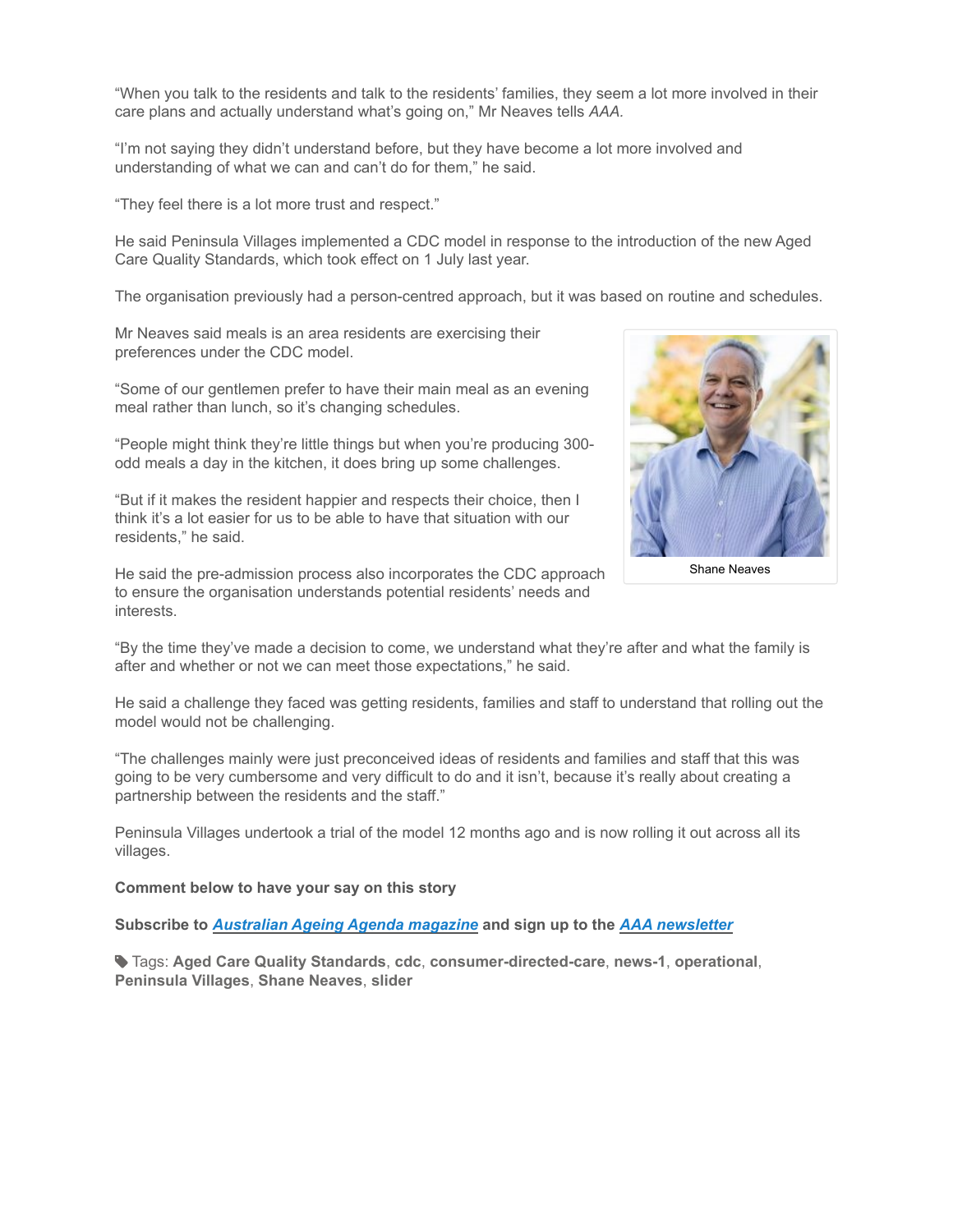"When you talk to the residents and talk to the residents' families, they seem a lot more involved in their care plans and actually understand what's going on," Mr Neaves tells *AAA.*

"I'm not saying they didn't understand before, but they have become a lot more involved and understanding of what we can and can't do for them," he said.

"They feel there is a lot more trust and respect."

He said Peninsula Villages implemented a CDC model in response to the introduction of the new Aged Care Quality Standards, which took effect on 1 July last year.

The organisation previously had a person-centred approach, but it was based on routine and schedules.

Mr Neaves said meals is an area residents are exercising their preferences under the CDC model.

"Some of our gentlemen prefer to have their main meal as an evening meal rather than lunch, so it's changing schedules.

"People might think they're little things but when you're producing 300-odd meals a day in the kitchen, it does bring up some challenges.

"But if it makes the resident happier and respects their choice, then I think it's a lot easier for us to be able to have that situation with our residents," he said.

Shane Neaves

He said the pre-admission process also incorporates the CDC approach to ensure the organisation understands potential residents' needs and interests.

"By the time they've made a decision to come, we understand what they're after and what the family is after and whether or not we can meet those expectations," he said.

He said a challenge they faced was getting residents, families and staff to understand that rolling out the model would not be challenging.

"The challenges mainly were just preconceived ideas of residents and families and staff that this was going to be very cumbersome and very difficult to do and it isn't, because it's really about creating a partnership between the residents and the staff."

Peninsula Villages undertook a trial of the model 12 months ago and is now rolling it out across all its villages.

**Comment below to have your say on this story**

**Subscribe to *Australian Ageing Agenda magazine* and sign up to the *AAA newsletter***

Tags: **Aged Care Quality Standards**, **cdc**, **consumer-directed-care**, **news-1**, **operational**, **Peninsula Villages**, **Shane Neaves**, **slider**